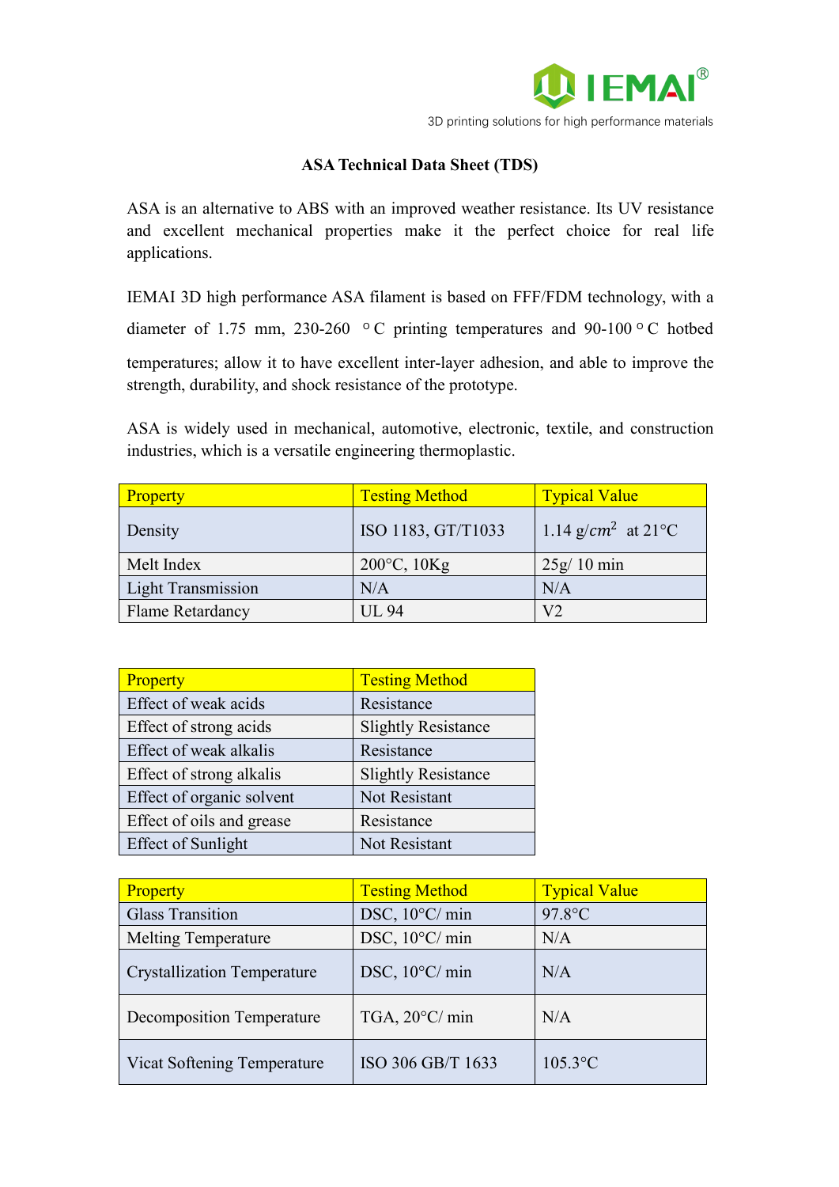# ASA Technical Data Sheet (TDS)

ASA is an alternative to ABS with an improved weather resistance. Its UV resistance and excellent mechanical properties make it the perfect choice for real life applications.

IEMAI 3D high performance ASA filament is based on FFF/FDM technology, with a diameter of 1.75 mm, 230-260 °C printing temperatures and 90-100 °C hotbed temperatures; allow it to have excellent inter-layer adhesion, and able to improve the strength, durability, and shock resistance of the prototype.

ASA is widely used in mechanical, automotive, electronic, textile, and construction industries, which is a versatile engineering thermoplastic.

| Property | Testing Method | Typical Value |
| --- | --- | --- |
| Density | ISO 1183, GT/T1033 | 1.14 g/$cm^2$ at 21°C |
| Melt Index | 200°C, 10Kg | 25g/ 10 min |
| Light Transmission | N/A | N/A |
| Flame Retardancy | UL 94 | V2 |

| Property | Testing Method |
| --- | --- |
| Effect of weak acids | Resistance |
| Effect of strong acids | Slightly Resistance |
| Effect of weak alkalis | Resistance |
| Effect of strong alkalis | Slightly Resistance |
| Effect of organic solvent | Not Resistant |
| Effect of oils and grease | Resistance |
| Effect of Sunlight | Not Resistant |

| Property | Testing Method | Typical Value |
| --- | --- | --- |
| Glass Transition | DSC, 10°C/ min | 97.8°C |
| Melting Temperature | DSC, 10°C/ min | N/A |
| Crystallization Temperature | DSC, 10°C/ min | N/A |
| Decomposition Temperature | TGA, 20°C/ min | N/A |
| Vicat Softening Temperature | ISO 306 GB/T 1633 | 105.3°C |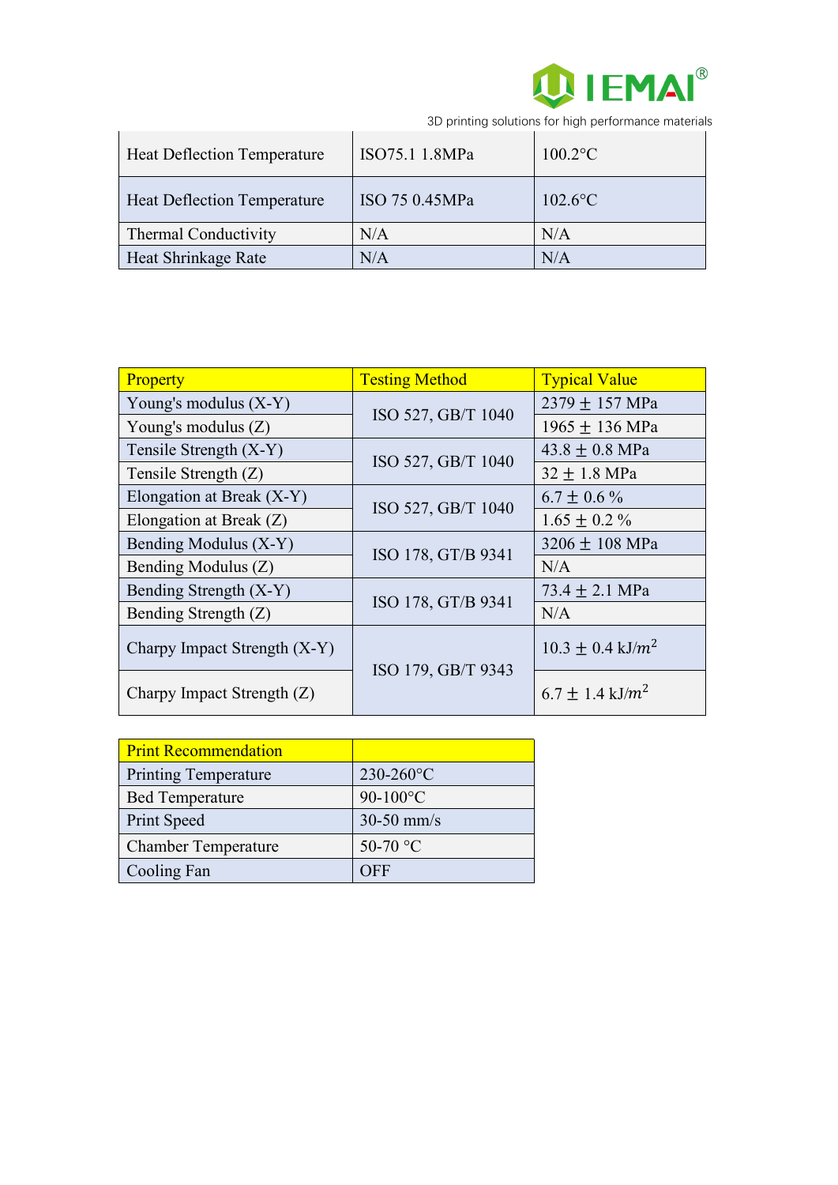| | | |
|---|---|---|
| Heat Deflection Temperature | ISO75.1 1.8MPa | 100.2°C |
| Heat Deflection Temperature | ISO 75 0.45MPa | 102.6°C |
| Thermal Conductivity | N/A | N/A |
| Heat Shrinkage Rate | N/A | N/A |

| Property | Testing Method | Typical Value |
|---|---|---|
| Young's modulus (X-Y) | ISO 527, GB/T 1040 | 2379 ± 157 MPa |
| Young's modulus (Z) | | 1965 ± 136 MPa |
| Tensile Strength (X-Y) | ISO 527, GB/T 1040 | 43.8 ± 0.8 MPa |
| Tensile Strength (Z) | | 32 ± 1.8 MPa |
| Elongation at Break (X-Y) | ISO 527, GB/T 1040 | 6.7 ± 0.6 % |
| Elongation at Break (Z) | | 1.65 ± 0.2 % |
| Bending Modulus (X-Y) | ISO 178, GT/B 9341 | 3206 ± 108 MPa |
| Bending Modulus (Z) | | N/A |
| Bending Strength (X-Y) | ISO 178, GT/B 9341 | 73.4 ± 2.1 MPa |
| Bending Strength (Z) | | N/A |
| Charpy Impact Strength (X-Y) | ISO 179, GB/T 9343 | 10.3 ± 0.4 kJ/$m^2$ |
| Charpy Impact Strength (Z) | | 6.7 ± 1.4 kJ/$m^2$ |

| Print Recommendation | |
|---|---|
| Printing Temperature | 230-260°C |
| Bed Temperature | 90-100°C |
| Print Speed | 30-50 mm/s |
| Chamber Temperature | 50-70 °C |
| Cooling Fan | OFF |